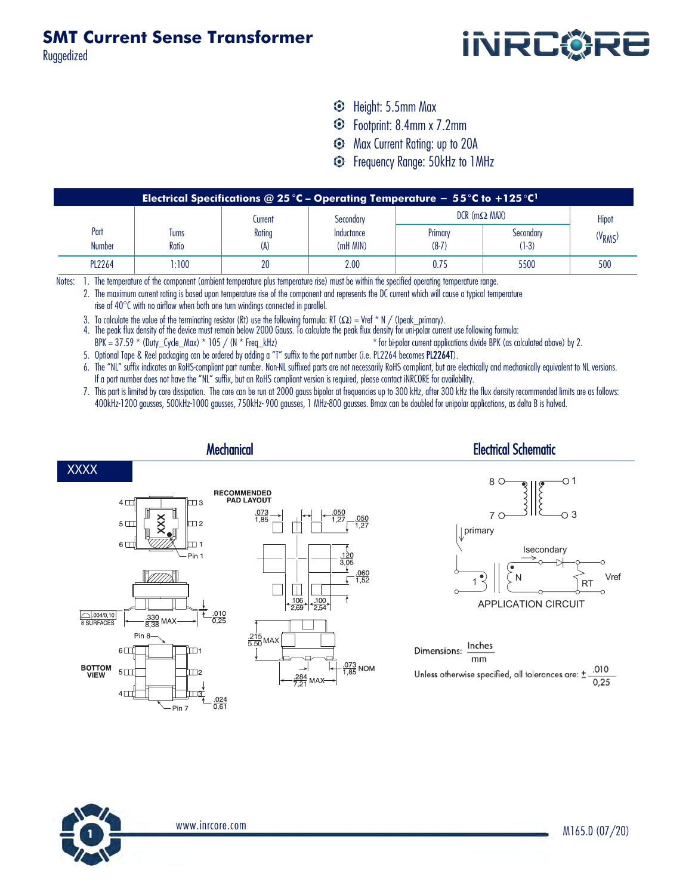# SMT Current Sense Transformer

Ruggedized

- Height: 5.5mm Max
- Footprint: 8.4mm x 7.2mm
- Max Current Rating: up to 20A
- Frequency Range: 50kHz to 1MHz

| Electrical Specifications @ 25 °C – Operating Temperature – 55°C to +125°C[1] | | | | | | |
|---|---|---|---|---|---|---|
| Part Number | Turns Ratio | Current Rating (A) | Secondary Inductance (mH MIN) | DCR (mΩ MAX) | | Hipot ($V_{RMS}$) |
| | | | | Primary (8-7) | Secondary (1-3) | |
| PL2264 | 1:100 | 20 | 2.00 | 0.75 | 5500 | 500 |

Notes:
1. The temperature of the component (ambient temperature plus temperature rise) must be within the specified operating temperature range.
2. The maximum current rating is based upon temperature rise of the component and represents the DC current which will cause a typical temperature rise of 40°C with no airflow when both one turn windings connected in parallel.
3. To calculate the value of the terminating resistor (Rt) use the following formula: RT (Ω) = Vref * N / (Ipeak_primary).
4. The peak flux density of the device must remain below 2000 Gauss. To calculate the peak flux density for uni-polar current use following formula: BPK = 37.59 * (Duty_Cycle_Max) * 105 / (N * Freq_kHz) * for bi-polar current applications divide BPK (as calculated above) by 2.
5. Optional Tape & Reel packaging can be ordered by adding a "T" suffix to the part number (i.e. PL2264 becomes **PL2264T**).
6. The "NL" suffix indicates an RoHS-compliant part number. Non-NL suffixed parts are not necessarily RoHS compliant, but are electrically and mechanically equivalent to NL versions. If a part number does not have the "NL" suffix, but an RoHS compliant version is required, please contact iNRCORE for availability.
7. This part is limited by core dissipation. The core can be run at 2000 gauss bipolar at frequencies up to 300 kHz, after 300 kHz the flux density recommended limits are as follows: 400kHz-1200 gausses, 500kHz-1000 gausses, 750kHz- 900 gausses, 1 MHz-800 gausses. Bmax can be doubled for unipolar applications, as delta B is halved.

## Mechanical

XXXX

RECOMMENDED PAD LAYOUT

Pad layout dimensions: .073/1,85; .050/1,27; .050/1,27; .120/3,05; .060/1,52; .106/2,69; .100/2,54

Top view: pins 4, 5, 6 (left), 3, 2, 1 (right), Pin 1 marked, XXX

Side view: .004/0,10 8 SURFACES; .330/8,38 MAX; .010/0,25

BOTTOM VIEW: Pin 8, Pin 7; pins 6, 5, 4 (left), 1, 2, 3 (right); .024/0,61

.215/5,50 MAX; .073/1,85 NOM; .284/7,21 MAX

## Electrical Schematic

Pins 8, 7 (primary); 1, 3 (secondary)

APPLICATION CIRCUIT: primary, Isecondary, 1, N, RT, Vref

Dimensions: $\frac{\text{Inches}}{\text{mm}}$

Unless otherwise specified, all tolerances are: ± $\frac{.010}{0,25}$

www.inrcore.com

M165.D (07/20)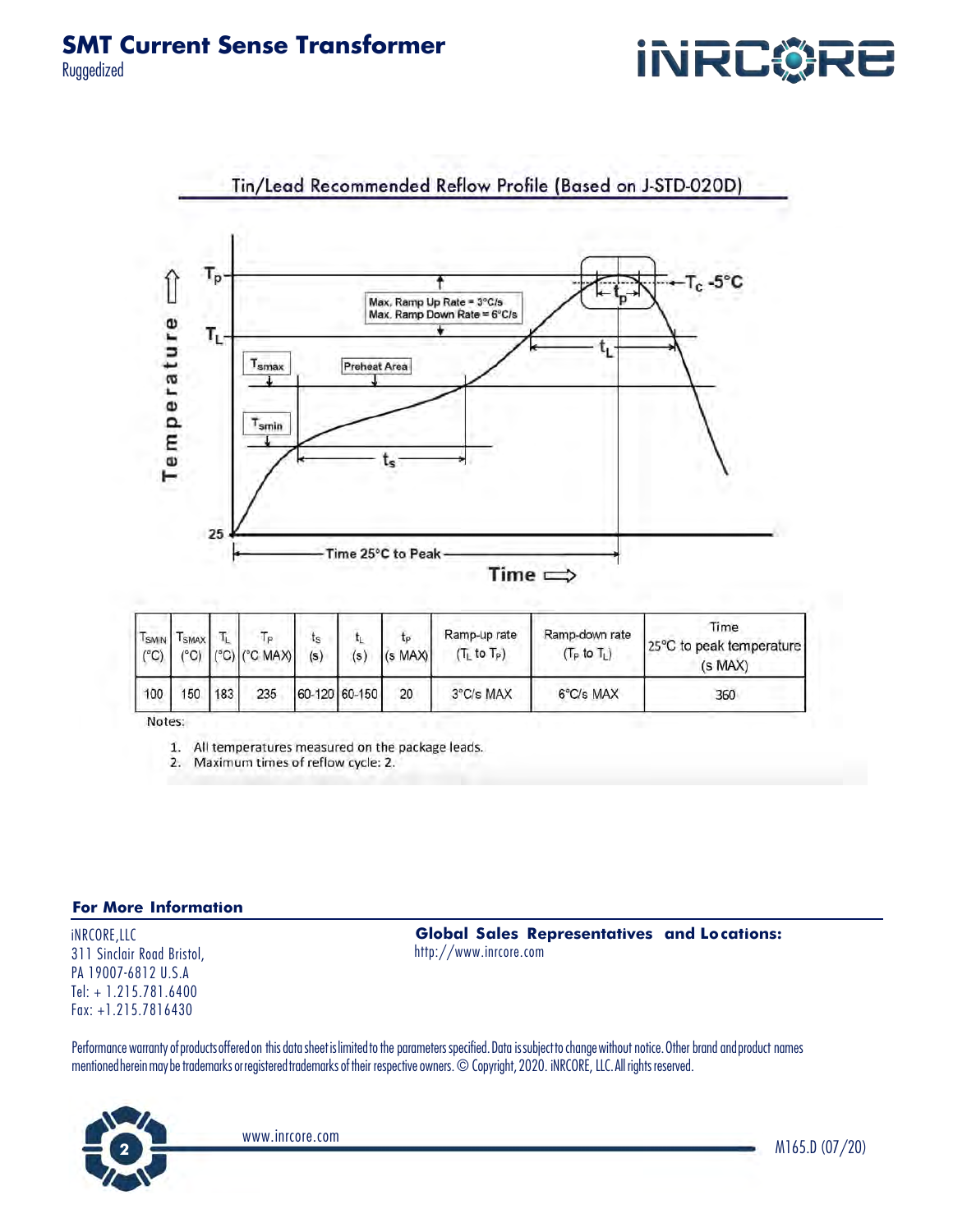## Tin/Lead Recommended Reflow Profile (Based on J-STD-020D)

Temperature
Time
$T_p$
$T_L$
$T_{smax}$
$T_{smin}$
25
Max. Ramp Up Rate = 3°C/s
Max. Ramp Down Rate = 6°C/s
Preheat Area
$t_p$
$T_C$ -5°C
$t_L$
$t_s$
Time 25°C to Peak

| $T_{SMIN}$ (°C) | $T_{SMAX}$ (°C) | $T_L$ (°C) | $T_P$ (°C MAX) | $t_S$ (s) | $t_L$ (s) | $t_P$ (s MAX) | Ramp-up rate ($T_L$ to $T_P$) | Ramp-down rate ($T_P$ to $T_L$) | Time 25°C to peak temperature (s MAX) |
|---|---|---|---|---|---|---|---|---|---|
| 100 | 150 | 183 | 235 | 60-120 | 60-150 | 20 | 3°C/s MAX | 6°C/s MAX | 360 |

Notes:

1. All temperatures measured on the package leads.
2. Maximum times of reflow cycle: 2.

**For More Information**

iNRCORE,LLC
311 Sinclair Road Bristol,
PA 19007-6812 U.S.A
Tel: + 1.215.781.6400
Fax: +1.215.7816430

**Global Sales Representatives and Locations:**
http://www.inrcore.com

Performance warranty of products offered on this data sheet is limited to the parameters specified. Data is subject to change without notice. Other brand and product names mentioned herein may be trademarks or registered trademarks of their respective owners. © Copyright, 2020. iNRCORE, LLC. All rights reserved.